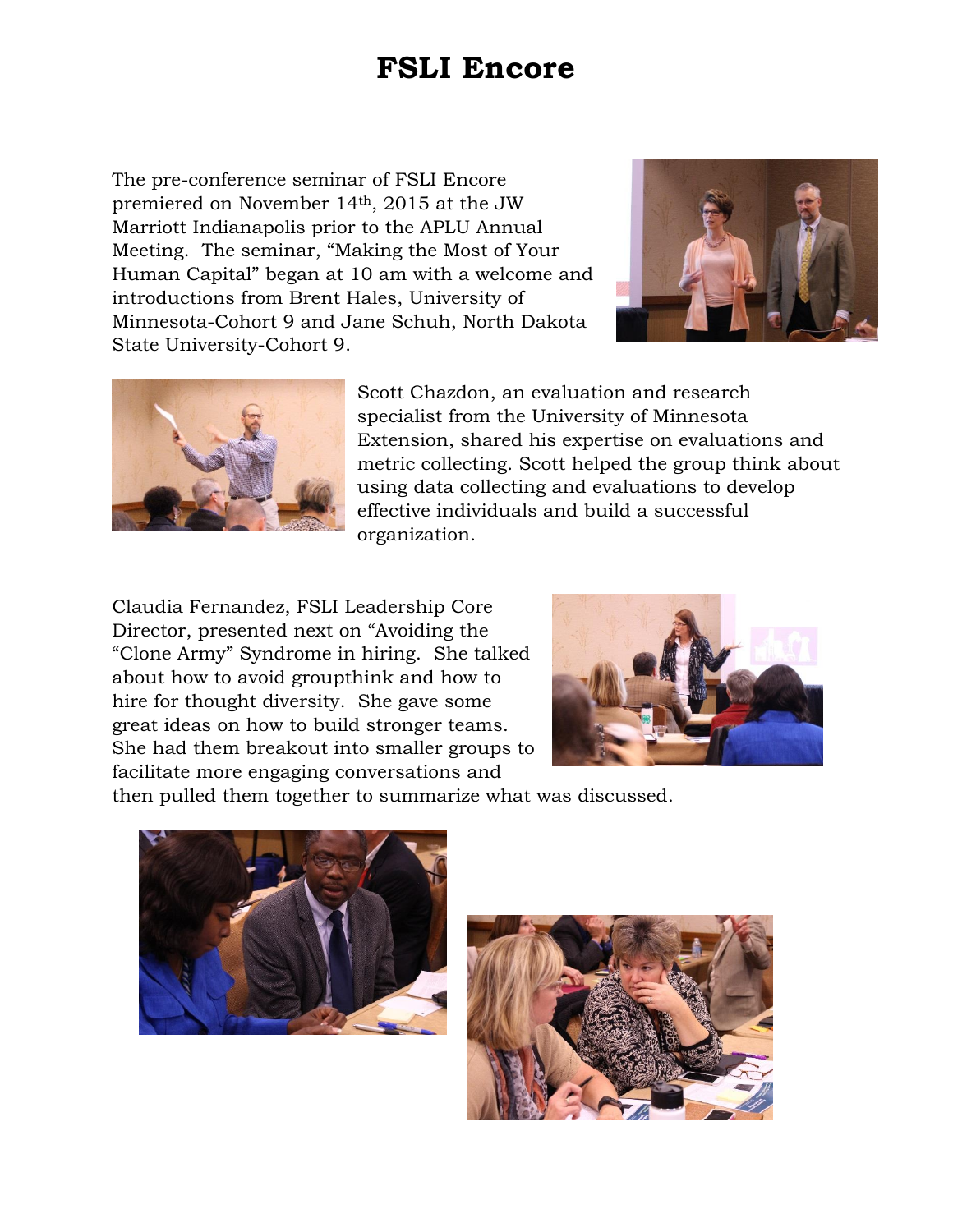# FSLI Encore

The pre-conference seminar of FSLI Encore premiered on November 14th, 2015 at the JW Marriott Indianapolis prior to the APLU Annual Meeting. The seminar, "Making the Most of Your Human Capital" began at 10 am with a welcome and introductions from Brent Hales, University of Minnesota-Cohort 9 and Jane Schuh, North Dakota State University-Cohort 9.

Scott Chazdon, an evaluation and research specialist from the University of Minnesota Extension, shared his expertise on evaluations and metric collecting. Scott helped the group think about using data collecting and evaluations to develop effective individuals and build a successful organization.

Claudia Fernandez, FSLI Leadership Core Director, presented next on "Avoiding the "Clone Army" Syndrome in hiring. She talked about how to avoid groupthink and how to hire for thought diversity. She gave some great ideas on how to build stronger teams. She had them breakout into smaller groups to facilitate more engaging conversations and then pulled them together to summarize what was discussed.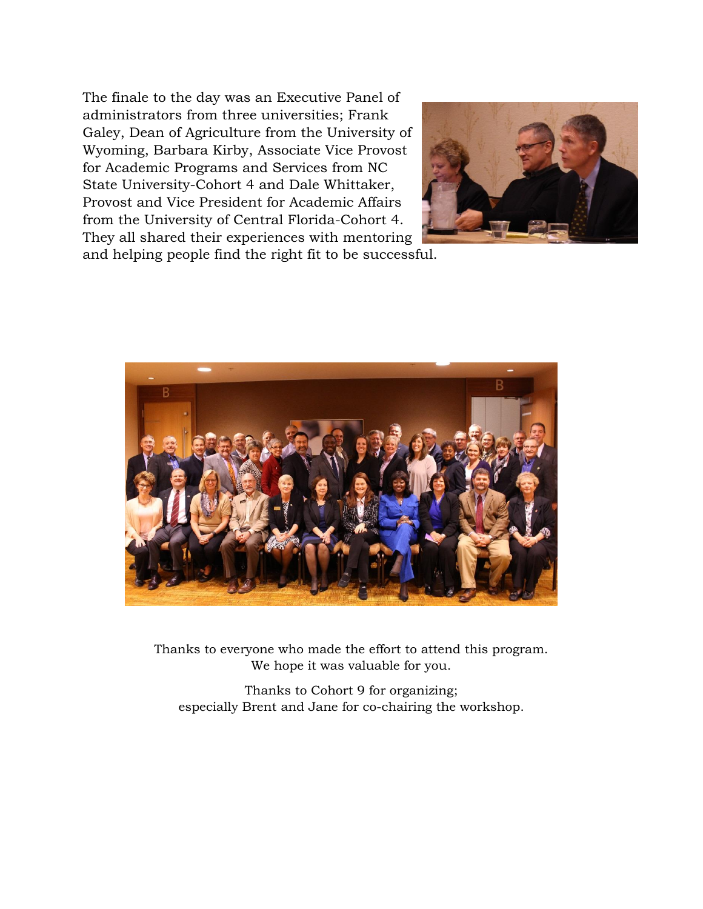The finale to the day was an Executive Panel of administrators from three universities; Frank Galey, Dean of Agriculture from the University of Wyoming, Barbara Kirby, Associate Vice Provost for Academic Programs and Services from NC State University-Cohort 4 and Dale Whittaker, Provost and Vice President for Academic Affairs from the University of Central Florida-Cohort 4. They all shared their experiences with mentoring and helping people find the right fit to be successful.

Thanks to everyone who made the effort to attend this program.
We hope it was valuable for you.

Thanks to Cohort 9 for organizing;
especially Brent and Jane for co-chairing the workshop.